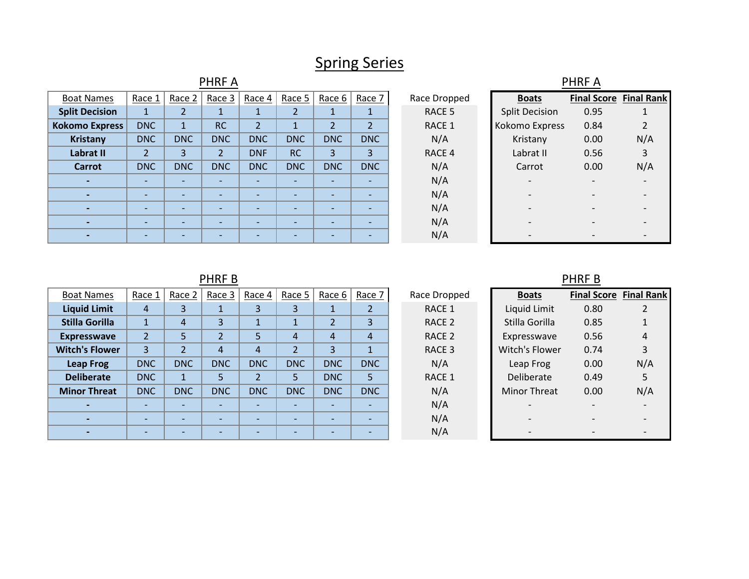# Spring Series

## PHRF A

| Boat Names | Race 1 | Race 2 | Race 3 | Race 4 | Race 5 | Race 6 | Race 7 | Race Dropped |
|---|---|---|---|---|---|---|---|---|
| **Split Decision** | 1 | 2 | 1 | 1 | 2 | 1 | 1 | RACE 5 |
| **Kokomo Express** | DNC | 1 | RC | 2 | 1 | 2 | 2 | RACE 1 |
| **Kristany** | DNC | DNC | DNC | DNC | DNC | DNC | DNC | N/A |
| **Labrat II** | 2 | 3 | 2 | DNF | RC | 3 | 3 | RACE 4 |
| **Carrot** | DNC | DNC | DNC | DNC | DNC | DNC | DNC | N/A |
| **-** | - | - | - | - | - | - | - | N/A |
| **-** | - | - | - | - | - | - | - | N/A |
| **-** | - | - | - | - | - | - | - | N/A |
| **-** | - | - | - | - | - | - | - | N/A |
| **-** | - | - | - | - | - | - | - | N/A |

## PHRF A

| Boats | Final Score | Final Rank |
|---|---|---|
| Split Decision | 0.95 | 1 |
| Kokomo Express | 0.84 | 2 |
| Kristany | 0.00 | N/A |
| Labrat II | 0.56 | 3 |
| Carrot | 0.00 | N/A |
| - | - | - |
| - | - | - |
| - | - | - |
| - | - | - |
| - | - | - |

## PHRF B

| Boat Names | Race 1 | Race 2 | Race 3 | Race 4 | Race 5 | Race 6 | Race 7 | Race Dropped |
|---|---|---|---|---|---|---|---|---|
| **Liquid Limit** | 4 | 3 | 1 | 3 | 3 | 1 | 2 | RACE 1 |
| **Stilla Gorilla** | 1 | 4 | 3 | 1 | 1 | 2 | 3 | RACE 2 |
| **Expresswave** | 2 | 5 | 2 | 5 | 4 | 4 | 4 | RACE 2 |
| **Witch's Flower** | 3 | 2 | 4 | 4 | 2 | 3 | 1 | RACE 3 |
| **Leap Frog** | DNC | DNC | DNC | DNC | DNC | DNC | DNC | N/A |
| **Deliberate** | DNC | 1 | 5 | 2 | 5 | DNC | 5 | RACE 1 |
| **Minor Threat** | DNC | DNC | DNC | DNC | DNC | DNC | DNC | N/A |
| **-** | - | - | - | - | - | - | - | N/A |
| **-** | - | - | - | - | - | - | - | N/A |
| **-** | - | - | - | - | - | - | - | N/A |

## PHRF B

| Boats | Final Score | Final Rank |
|---|---|---|
| Liquid Limit | 0.80 | 2 |
| Stilla Gorilla | 0.85 | 1 |
| Expresswave | 0.56 | 4 |
| Witch's Flower | 0.74 | 3 |
| Leap Frog | 0.00 | N/A |
| Deliberate | 0.49 | 5 |
| Minor Threat | 0.00 | N/A |
| - | - | - |
| - | - | - |
| - | - | - |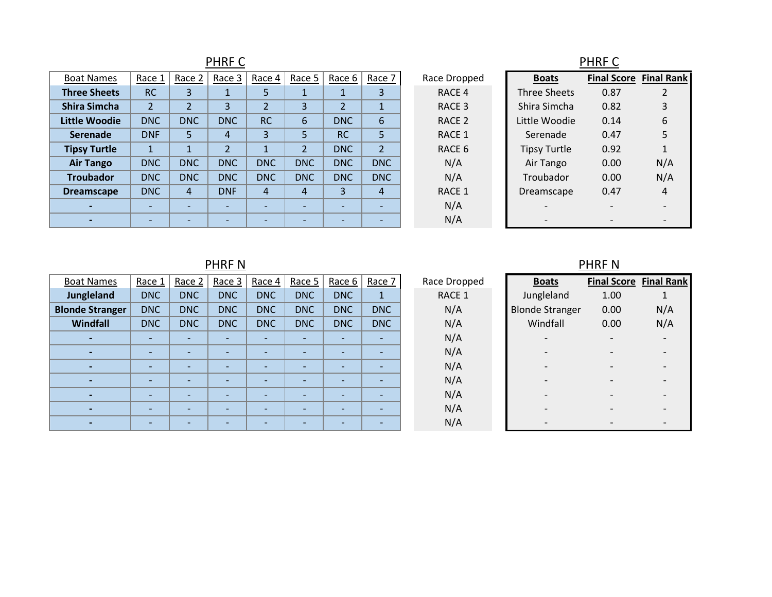## PHRF C

| Boat Names | Race 1 | Race 2 | Race 3 | Race 4 | Race 5 | Race 6 | Race 7 | Race Dropped |
|---|---|---|---|---|---|---|---|---|
| **Three Sheets** | RC | 3 | 1 | 5 | 1 | 1 | 3 | RACE 4 |
| **Shira Simcha** | 2 | 2 | 3 | 2 | 3 | 2 | 1 | RACE 3 |
| **Little Woodie** | DNC | DNC | DNC | RC | 6 | DNC | 6 | RACE 2 |
| **Serenade** | DNF | 5 | 4 | 3 | 5 | RC | 5 | RACE 1 |
| **Tipsy Turtle** | 1 | 1 | 2 | 1 | 2 | DNC | 2 | RACE 6 |
| **Air Tango** | DNC | DNC | DNC | DNC | DNC | DNC | DNC | N/A |
| **Troubador** | DNC | DNC | DNC | DNC | DNC | DNC | DNC | N/A |
| **Dreamscape** | DNC | 4 | DNF | 4 | 4 | 3 | 4 | RACE 1 |
| **-** | - | - | - | - | - | - | - | N/A |
| **-** | - | - | - | - | - | - | - | N/A |

## PHRF C

| Boats | Final Score | Final Rank |
|---|---|---|
| Three Sheets | 0.87 | 2 |
| Shira Simcha | 0.82 | 3 |
| Little Woodie | 0.14 | 6 |
| Serenade | 0.47 | 5 |
| Tipsy Turtle | 0.92 | 1 |
| Air Tango | 0.00 | N/A |
| Troubador | 0.00 | N/A |
| Dreamscape | 0.47 | 4 |
| - | - | - |
| - | - | - |

## PHRF N

| Boat Names | Race 1 | Race 2 | Race 3 | Race 4 | Race 5 | Race 6 | Race 7 | Race Dropped |
|---|---|---|---|---|---|---|---|---|
| **Jungleland** | DNC | DNC | DNC | DNC | DNC | DNC | 1 | RACE 1 |
| **Blonde Stranger** | DNC | DNC | DNC | DNC | DNC | DNC | DNC | N/A |
| **Windfall** | DNC | DNC | DNC | DNC | DNC | DNC | DNC | N/A |
| **-** | - | - | - | - | - | - | - | N/A |
| **-** | - | - | - | - | - | - | - | N/A |
| **-** | - | - | - | - | - | - | - | N/A |
| **-** | - | - | - | - | - | - | - | N/A |
| **-** | - | - | - | - | - | - | - | N/A |
| **-** | - | - | - | - | - | - | - | N/A |
| **-** | - | - | - | - | - | - | - | N/A |

## PHRF N

| Boats | Final Score | Final Rank |
|---|---|---|
| Jungleland | 1.00 | 1 |
| Blonde Stranger | 0.00 | N/A |
| Windfall | 0.00 | N/A |
| - | - | - |
| - | - | - |
| - | - | - |
| - | - | - |
| - | - | - |
| - | - | - |
| - | - | - |